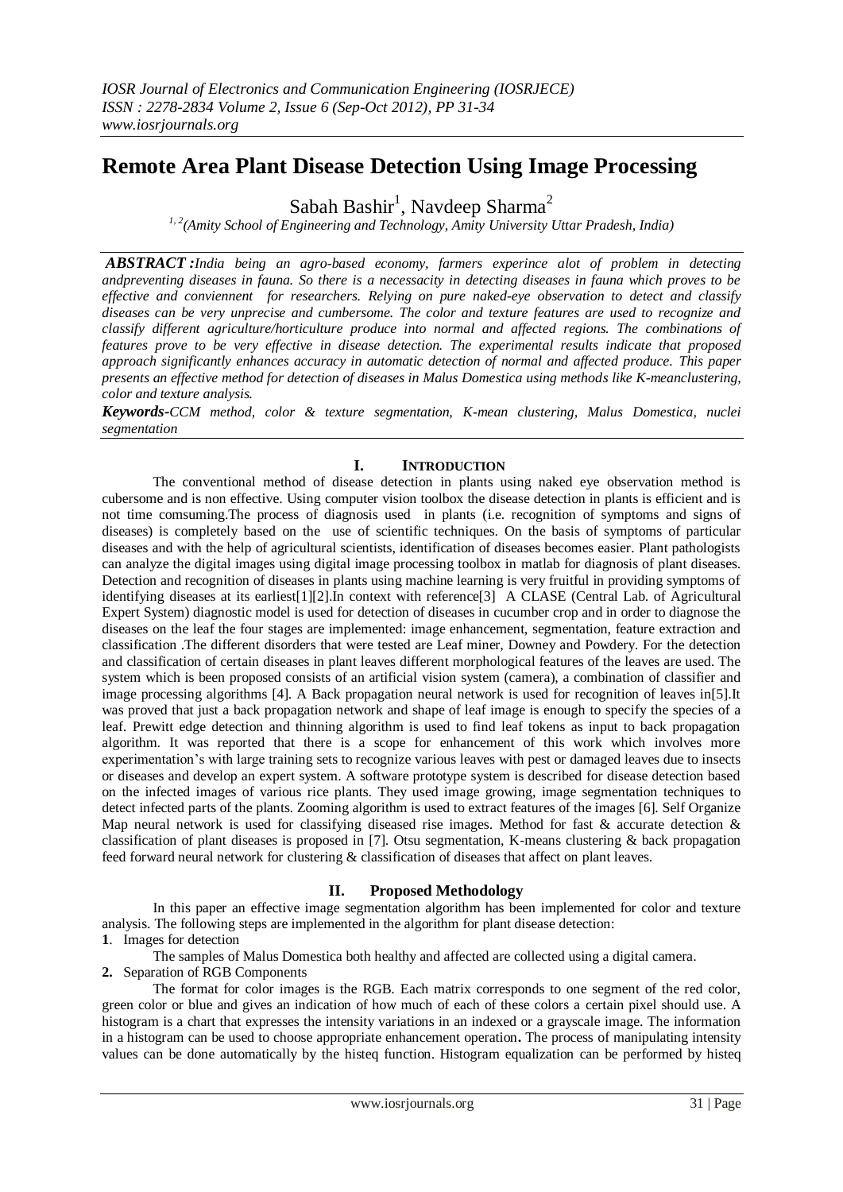# Remote Area Plant Disease Detection Using Image Processing

Sabah Bashir[1], Navdeep Sharma[2]

[1, 2](Amity School of Engineering and Technology, Amity University Uttar Pradesh, India)

***ABSTRACT :****India being an agro-based economy, farmers experince alot of problem in detecting andpreventing diseases in fauna. So there is a necessacity in detecting diseases in fauna which proves to be effective and conviennent for researchers. Relying on pure naked-eye observation to detect and classify diseases can be very unprecise and cumbersome. The color and texture features are used to recognize and classify different agriculture/horticulture produce into normal and affected regions. The combinations of features prove to be very effective in disease detection. The experimental results indicate that proposed approach significantly enhances accuracy in automatic detection of normal and affected produce. This paper presents an effective method for detection of diseases in Malus Domestica using methods like K-meanclustering, color and texture analysis.*

***Keywords****-CCM method, color & texture segmentation, K-mean clustering, Malus Domestica, nuclei segmentation*

## I. Introduction

The conventional method of disease detection in plants using naked eye observation method is cubersome and is non effective. Using computer vision toolbox the disease detection in plants is efficient and is not time comsuming.The process of diagnosis used in plants (i.e. recognition of symptoms and signs of diseases) is completely based on the use of scientific techniques. On the basis of symptoms of particular diseases and with the help of agricultural scientists, identification of diseases becomes easier. Plant pathologists can analyze the digital images using digital image processing toolbox in matlab for diagnosis of plant diseases. Detection and recognition of diseases in plants using machine learning is very fruitful in providing symptoms of identifying diseases at its earliest[1][2].In context with reference[3] A CLASE (Central Lab. of Agricultural Expert System) diagnostic model is used for detection of diseases in cucumber crop and in order to diagnose the diseases on the leaf the four stages are implemented: image enhancement, segmentation, feature extraction and classification .The different disorders that were tested are Leaf miner, Downey and Powdery. For the detection and classification of certain diseases in plant leaves different morphological features of the leaves are used. The system which is been proposed consists of an artificial vision system (camera), a combination of classifier and image processing algorithms [4]. A Back propagation neural network is used for recognition of leaves in[5].It was proved that just a back propagation network and shape of leaf image is enough to specify the species of a leaf. Prewitt edge detection and thinning algorithm is used to find leaf tokens as input to back propagation algorithm. It was reported that there is a scope for enhancement of this work which involves more experimentation's with large training sets to recognize various leaves with pest or damaged leaves due to insects or diseases and develop an expert system. A software prototype system is described for disease detection based on the infected images of various rice plants. They used image growing, image segmentation techniques to detect infected parts of the plants. Zooming algorithm is used to extract features of the images [6]. Self Organize Map neural network is used for classifying diseased rise images. Method for fast & accurate detection & classification of plant diseases is proposed in [7]. Otsu segmentation, K-means clustering & back propagation feed forward neural network for clustering & classification of diseases that affect on plant leaves.

## II. Proposed Methodology

In this paper an effective image segmentation algorithm has been implemented for color and texture analysis. The following steps are implemented in the algorithm for plant disease detection:

**1**. Images for detection

The samples of Malus Domestica both healthy and affected are collected using a digital camera.

**2.** Separation of RGB Components

The format for color images is the RGB. Each matrix corresponds to one segment of the red color, green color or blue and gives an indication of how much of each of these colors a certain pixel should use. A histogram is a chart that expresses the intensity variations in an indexed or a grayscale image. The information in a histogram can be used to choose appropriate enhancement operation**.** The process of manipulating intensity values can be done automatically by the histeq function. Histogram equalization can be performed by histeq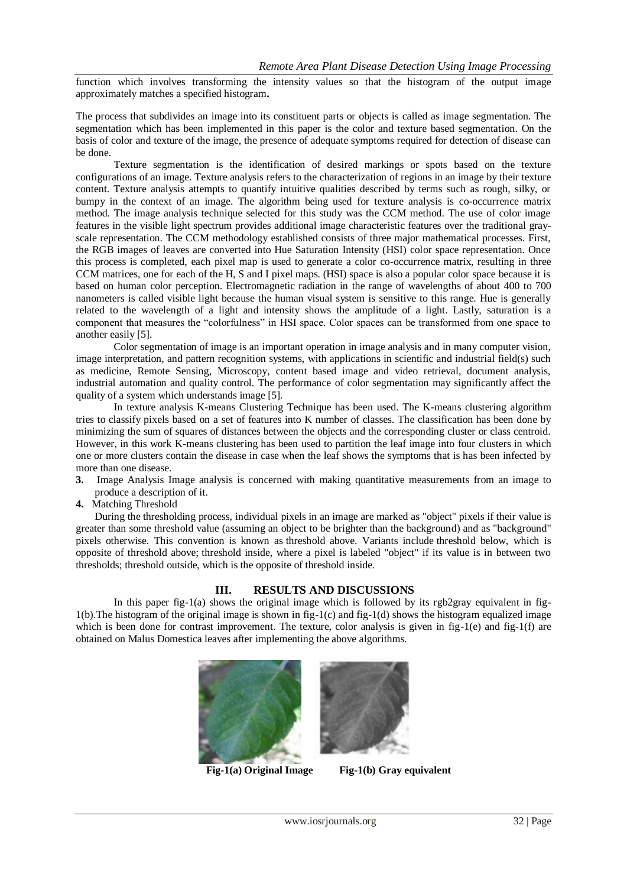function which involves transforming the intensity values so that the histogram of the output image approximately matches a specified histogram**.**

The process that subdivides an image into its constituent parts or objects is called as image segmentation. The segmentation which has been implemented in this paper is the color and texture based segmentation. On the basis of color and texture of the image, the presence of adequate symptoms required for detection of disease can be done.

Texture segmentation is the identification of desired markings or spots based on the texture configurations of an image. Texture analysis refers to the characterization of regions in an image by their texture content. Texture analysis attempts to quantify intuitive qualities described by terms such as rough, silky, or bumpy in the context of an image. The algorithm being used for texture analysis is co-occurrence matrix method. The image analysis technique selected for this study was the CCM method. The use of color image features in the visible light spectrum provides additional image characteristic features over the traditional gray-scale representation. The CCM methodology established consists of three major mathematical processes. First, the RGB images of leaves are converted into Hue Saturation Intensity (HSI) color space representation. Once this process is completed, each pixel map is used to generate a color co-occurrence matrix, resulting in three CCM matrices, one for each of the H, S and I pixel maps. (HSI) space is also a popular color space because it is based on human color perception. Electromagnetic radiation in the range of wavelengths of about 400 to 700 nanometers is called visible light because the human visual system is sensitive to this range. Hue is generally related to the wavelength of a light and intensity shows the amplitude of a light. Lastly, saturation is a component that measures the "colorfulness" in HSI space. Color spaces can be transformed from one space to another easily [5].

Color segmentation of image is an important operation in image analysis and in many computer vision, image interpretation, and pattern recognition systems, with applications in scientific and industrial field(s) such as medicine, Remote Sensing, Microscopy, content based image and video retrieval, document analysis, industrial automation and quality control. The performance of color segmentation may significantly affect the quality of a system which understands image [5].

In texture analysis K-means Clustering Technique has been used. The K-means clustering algorithm tries to classify pixels based on a set of features into K number of classes. The classification has been done by minimizing the sum of squares of distances between the objects and the corresponding cluster or class centroid. However, in this work K-means clustering has been used to partition the leaf image into four clusters in which one or more clusters contain the disease in case when the leaf shows the symptoms that is has been infected by more than one disease.

**3.** Image Analysis Image analysis is concerned with making quantitative measurements from an image to produce a description of it.

**4.** Matching Threshold

During the thresholding process, individual pixels in an image are marked as "object" pixels if their value is greater than some threshold value (assuming an object to be brighter than the background) and as "background" pixels otherwise. This convention is known as threshold above. Variants include threshold below, which is opposite of threshold above; threshold inside, where a pixel is labeled "object" if its value is in between two thresholds; threshold outside, which is the opposite of threshold inside.

## III. RESULTS AND DISCUSSIONS

In this paper fig-1(a) shows the original image which is followed by its rgb2gray equivalent in fig-1(b).The histogram of the original image is shown in fig-1(c) and fig-1(d) shows the histogram equalized image which is been done for contrast improvement. The texture, color analysis is given in fig-1(e) and fig-1(f) are obtained on Malus Domestica leaves after implementing the above algorithms.

**Fig-1(a) Original Image** **Fig-1(b) Gray equivalent**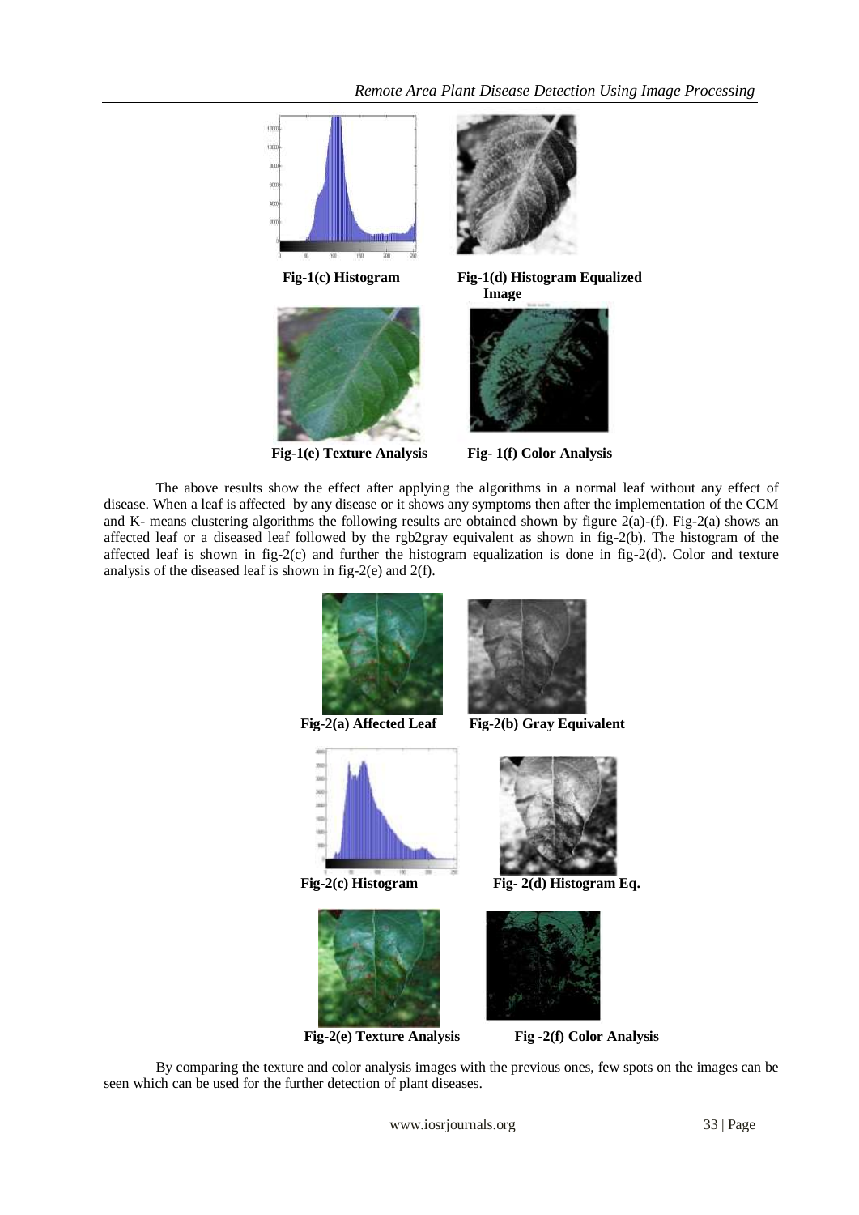Fig-1(c) Histogram

Fig-1(d) Histogram Equalized Image

Fig-1(e) Texture Analysis

Fig- 1(f) Color Analysis

The above results show the effect after applying the algorithms in a normal leaf without any effect of disease. When a leaf is affected by any disease or it shows any symptoms then after the implementation of the CCM and K- means clustering algorithms the following results are obtained shown by figure 2(a)-(f). Fig-2(a) shows an affected leaf or a diseased leaf followed by the rgb2gray equivalent as shown in fig-2(b). The histogram of the affected leaf is shown in fig-2(c) and further the histogram equalization is done in fig-2(d). Color and texture analysis of the diseased leaf is shown in fig-2(e) and 2(f).

Fig-2(a) Affected Leaf

Fig-2(b) Gray Equivalent

Fig-2(c) Histogram

Fig- 2(d) Histogram Eq.

Fig-2(e) Texture Analysis

Fig -2(f) Color Analysis

By comparing the texture and color analysis images with the previous ones, few spots on the images can be seen which can be used for the further detection of plant diseases.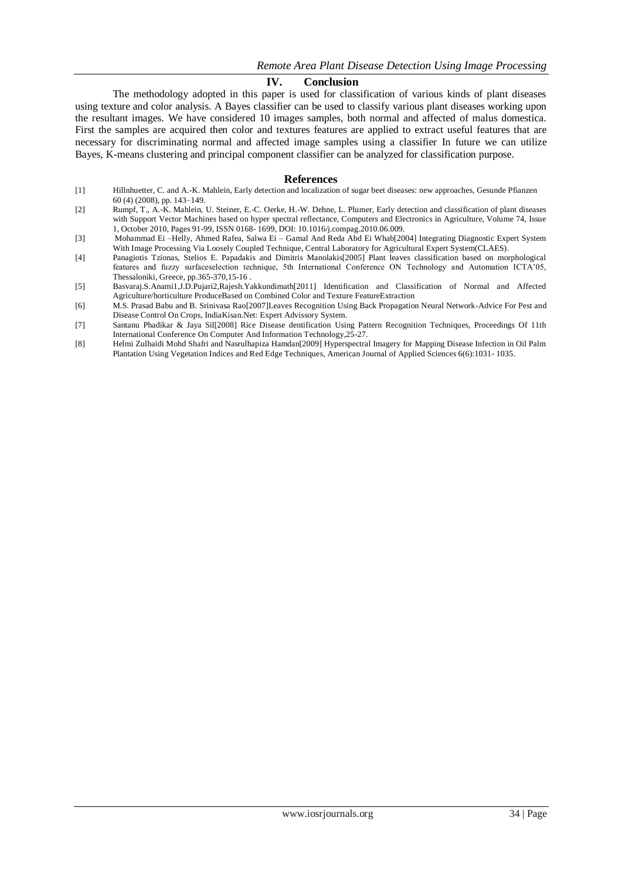## IV. Conclusion

The methodology adopted in this paper is used for classification of various kinds of plant diseases using texture and color analysis. A Bayes classifier can be used to classify various plant diseases working upon the resultant images. We have considered 10 images samples, both normal and affected of malus domestica. First the samples are acquired then color and textures features are applied to extract useful features that are necessary for discriminating normal and affected image samples using a classifier In future we can utilize Bayes, K-means clustering and principal component classifier can be analyzed for classification purpose.

## References

[1] Hillnhuetter, C. and A.-K. Mahlein, Early detection and localization of sugar beet diseases: new approaches, Gesunde Pfianzen 60 (4) (2008), pp. 143–149.

[2] Rumpf, T., A.-K. Mahlein, U. Steiner, E.-C. Oerke, H.-W. Dehne, L. Plumer, Early detection and classification of plant diseases with Support Vector Machines based on hyper spectral reflectance, Computers and Electronics in Agriculture, Volume 74, Issue 1, October 2010, Pages 91-99, ISSN 0168- 1699, DOI: 10.1016/j.compag.2010.06.009.

[3] Mohammad Ei –Helly, Ahmed Rafea, Salwa Ei – Gamal And Reda Abd Ei Whab[2004] Integrating Diagnostic Expert System With Image Processing Via Loosely Coupled Technique, Central Laboratory for Agricultural Expert System(CLAES).

[4] Panagiotis Tzionas, Stelios E. Papadakis and Dimitris Manolakis[2005] Plant leaves classification based on morphological features and fuzzy surfaceselection technique, 5th International Conference ON Technology and Automation ICTA'05, Thessaloniki, Greece, pp.365-370,15-16 .

[5] Basvaraj.S.Anami1,J.D.Pujari2,Rajesh.Yakkundimath[2011] Identification and Classification of Normal and Affected Agriculture/horticulture ProduceBased on Combined Color and Texture FeatureExtraction

[6] M.S. Prasad Babu and B. Srinivasa Rao[2007]Leaves Recognition Using Back Propagation Neural Network-Advice For Pest and Disease Control On Crops, IndiaKisan.Net: Expert Advissory System.

[7] Santanu Phadikar & Jaya Sil[2008] Rice Disease dentification Using Pattern Recognition Techniques, Proceedings Of 11th International Conference On Computer And Information Technology,25-27.

[8] Helmi Zulhaidi Mohd Shafri and Nasrulhapiza Hamdan[2009] Hyperspectral Imagery for Mapping Disease Infection in Oil Palm Plantation Using Vegetation Indices and Red Edge Techniques, American Journal of Applied Sciences 6(6):1031- 1035.